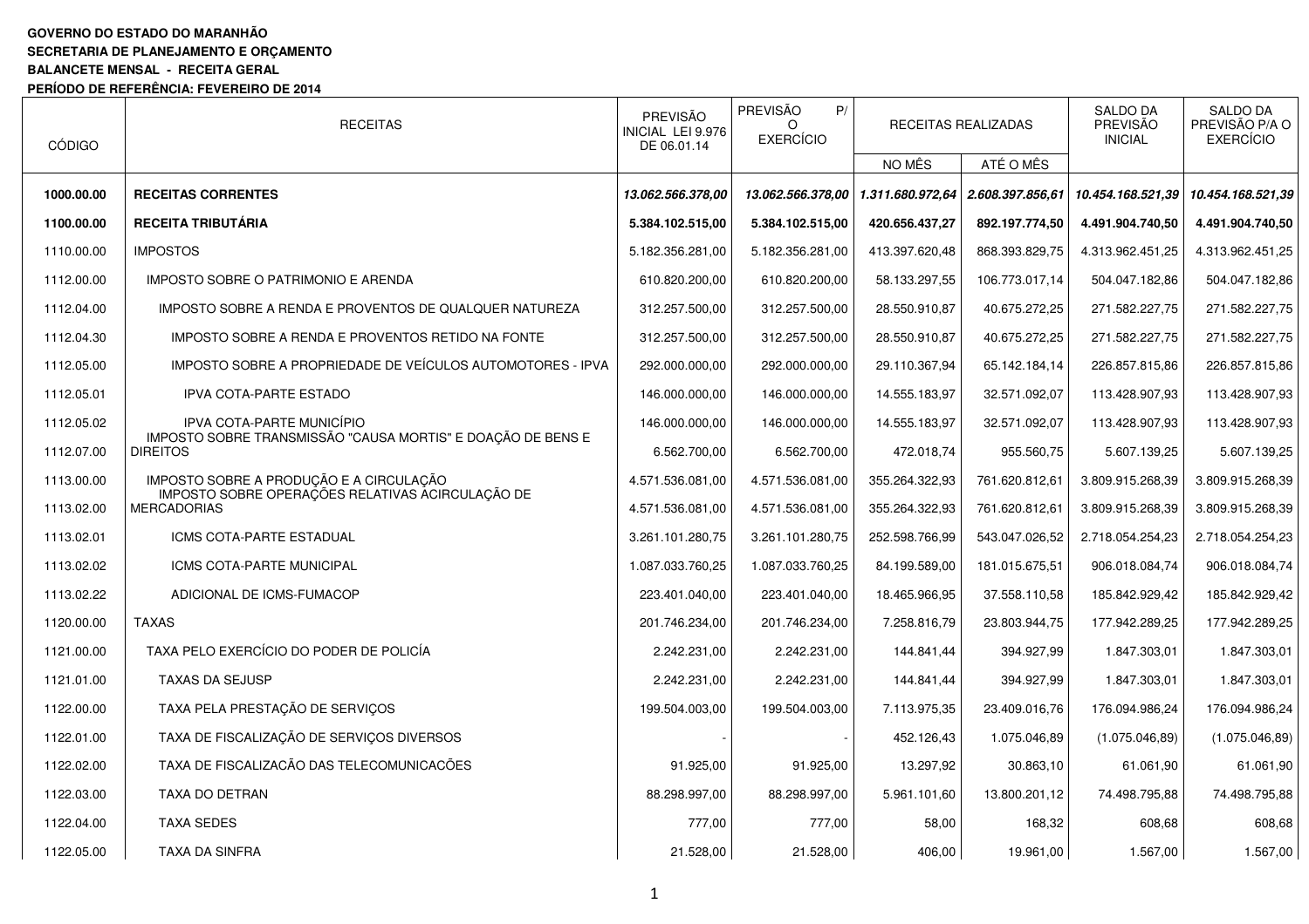**GOVERNO DO ESTADO DO MARANHÃO**
**SECRETARIA DE PLANEJAMENTO E ORÇAMENTO**
**BALANCETE MENSAL - RECEITA GERAL**
**PERÍODO DE REFERÊNCIA: FEVEREIRO DE 2014**

| CÓDIGO | RECEITAS | PREVISÃO INICIAL LEI 9.976 DE 06.01.14 | PREVISÃO P/ O EXERCÍCIO | RECEITAS REALIZADAS | | SALDO DA PREVISÃO INICIAL | SALDO DA PREVISÃO P/A O EXERCÍCIO |
|---|---|---|---|---|---|---|---|
| | | | | NO MÊS | ATÉ O MÊS | | |
| **1000.00.00** | **RECEITAS CORRENTES** | ***13.062.566.378,00*** | ***13.062.566.378,00*** | ***1.311.680.972,64*** | ***2.608.397.856,61*** | ***10.454.168.521,39*** | ***10.454.168.521,39*** |
| **1100.00.00** | **RECEITA TRIBUTÁRIA** | **5.384.102.515,00** | **5.384.102.515,00** | **420.656.437,27** | **892.197.774,50** | **4.491.904.740,50** | **4.491.904.740,50** |
| 1110.00.00 | IMPOSTOS | 5.182.356.281,00 | 5.182.356.281,00 | 413.397.620,48 | 868.393.829,75 | 4.313.962.451,25 | 4.313.962.451,25 |
| 1112.00.00 | IMPOSTO SOBRE O PATRIMONIO E ARENDA | 610.820.200,00 | 610.820.200,00 | 58.133.297,55 | 106.773.017,14 | 504.047.182,86 | 504.047.182,86 |
| 1112.04.00 | IMPOSTO SOBRE A RENDA E PROVENTOS DE QUALQUER NATUREZA | 312.257.500,00 | 312.257.500,00 | 28.550.910,87 | 40.675.272,25 | 271.582.227,75 | 271.582.227,75 |
| 1112.04.30 | IMPOSTO SOBRE A RENDA E PROVENTOS RETIDO NA FONTE | 312.257.500,00 | 312.257.500,00 | 28.550.910,87 | 40.675.272,25 | 271.582.227,75 | 271.582.227,75 |
| 1112.05.00 | IMPOSTO SOBRE A PROPRIEDADE DE VEÍCULOS AUTOMOTORES - IPVA | 292.000.000,00 | 292.000.000,00 | 29.110.367,94 | 65.142.184,14 | 226.857.815,86 | 226.857.815,86 |
| 1112.05.01 | IPVA COTA-PARTE ESTADO | 146.000.000,00 | 146.000.000,00 | 14.555.183,97 | 32.571.092,07 | 113.428.907,93 | 113.428.907,93 |
| 1112.05.02 | IPVA COTA-PARTE MUNICÍPIO | 146.000.000,00 | 146.000.000,00 | 14.555.183,97 | 32.571.092,07 | 113.428.907,93 | 113.428.907,93 |
| 1112.07.00 | IMPOSTO SOBRE TRANSMISSÃO "CAUSA MORTIS" E DOAÇÃO DE BENS E DIREITOS | 6.562.700,00 | 6.562.700,00 | 472.018,74 | 955.560,75 | 5.607.139,25 | 5.607.139,25 |
| 1113.00.00 | IMPOSTO SOBRE A PRODUÇÃO E A CIRCULAÇÃO | 4.571.536.081,00 | 4.571.536.081,00 | 355.264.322,93 | 761.620.812,61 | 3.809.915.268,39 | 3.809.915.268,39 |
| 1113.02.00 | IMPOSTO SOBRE OPERAÇÕES RELATIVAS ACIRCULAÇÃO DE MERCADORIAS | 4.571.536.081,00 | 4.571.536.081,00 | 355.264.322,93 | 761.620.812,61 | 3.809.915.268,39 | 3.809.915.268,39 |
| 1113.02.01 | ICMS COTA-PARTE ESTADUAL | 3.261.101.280,75 | 3.261.101.280,75 | 252.598.766,99 | 543.047.026,52 | 2.718.054.254,23 | 2.718.054.254,23 |
| 1113.02.02 | ICMS COTA-PARTE MUNICIPAL | 1.087.033.760,25 | 1.087.033.760,25 | 84.199.589,00 | 181.015.675,51 | 906.018.084,74 | 906.018.084,74 |
| 1113.02.22 | ADICIONAL DE ICMS-FUMACOP | 223.401.040,00 | 223.401.040,00 | 18.465.966,95 | 37.558.110,58 | 185.842.929,42 | 185.842.929,42 |
| 1120.00.00 | TAXAS | 201.746.234,00 | 201.746.234,00 | 7.258.816,79 | 23.803.944,75 | 177.942.289,25 | 177.942.289,25 |
| 1121.00.00 | TAXA PELO EXERCÍCIO DO PODER DE POLICÍA | 2.242.231,00 | 2.242.231,00 | 144.841,44 | 394.927,99 | 1.847.303,01 | 1.847.303,01 |
| 1121.01.00 | TAXAS DA SEJUSP | 2.242.231,00 | 2.242.231,00 | 144.841,44 | 394.927,99 | 1.847.303,01 | 1.847.303,01 |
| 1122.00.00 | TAXA PELA PRESTAÇÃO DE SERVIÇOS | 199.504.003,00 | 199.504.003,00 | 7.113.975,35 | 23.409.016,76 | 176.094.986,24 | 176.094.986,24 |
| 1122.01.00 | TAXA DE FISCALIZAÇÃO DE SERVIÇOS DIVERSOS | - | - | 452.126,43 | 1.075.046,89 | (1.075.046,89) | (1.075.046,89) |
| 1122.02.00 | TAXA DE FISCALIZACÃO DAS TELECOMUNICACÕES | 91.925,00 | 91.925,00 | 13.297,92 | 30.863,10 | 61.061,90 | 61.061,90 |
| 1122.03.00 | TAXA DO DETRAN | 88.298.997,00 | 88.298.997,00 | 5.961.101,60 | 13.800.201,12 | 74.498.795,88 | 74.498.795,88 |
| 1122.04.00 | TAXA SEDES | 777,00 | 777,00 | 58,00 | 168,32 | 608,68 | 608,68 |
| 1122.05.00 | TAXA DA SINFRA | 21.528,00 | 21.528,00 | 406,00 | 19.961,00 | 1.567,00 | 1.567,00 |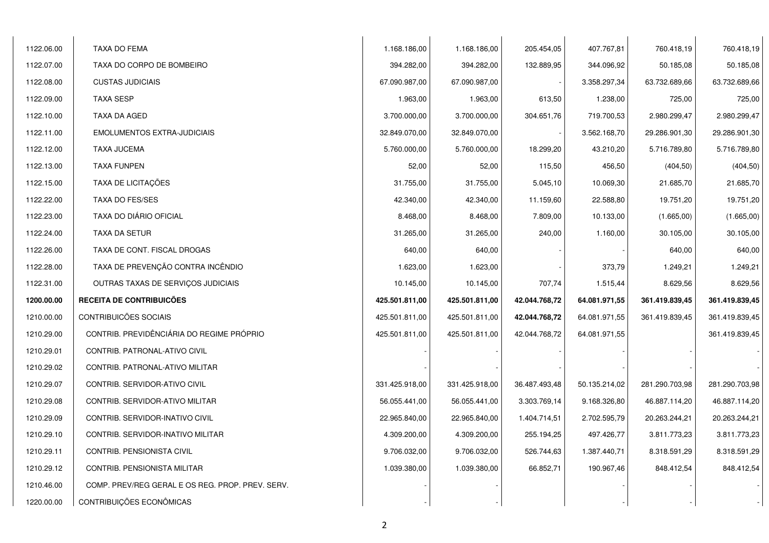| | | | | | | | |
|---|---|---|---|---|---|---|---|
| 1122.06.00 | TAXA DO FEMA | 1.168.186,00 | 1.168.186,00 | 205.454,05 | 407.767,81 | 760.418,19 | 760.418,19 |
| 1122.07.00 | TAXA DO CORPO DE BOMBEIRO | 394.282,00 | 394.282,00 | 132.889,95 | 344.096,92 | 50.185,08 | 50.185,08 |
| 1122.08.00 | CUSTAS JUDICIAIS | 67.090.987,00 | 67.090.987,00 | - | 3.358.297,34 | 63.732.689,66 | 63.732.689,66 |
| 1122.09.00 | TAXA SESP | 1.963,00 | 1.963,00 | 613,50 | 1.238,00 | 725,00 | 725,00 |
| 1122.10.00 | TAXA DA AGED | 3.700.000,00 | 3.700.000,00 | 304.651,76 | 719.700,53 | 2.980.299,47 | 2.980.299,47 |
| 1122.11.00 | EMOLUMENTOS EXTRA-JUDICIAIS | 32.849.070,00 | 32.849.070,00 | - | 3.562.168,70 | 29.286.901,30 | 29.286.901,30 |
| 1122.12.00 | TAXA JUCEMA | 5.760.000,00 | 5.760.000,00 | 18.299,20 | 43.210,20 | 5.716.789,80 | 5.716.789,80 |
| 1122.13.00 | TAXA FUNPEN | 52,00 | 52,00 | 115,50 | 456,50 | (404,50) | (404,50) |
| 1122.15.00 | TAXA DE LICITAÇÕES | 31.755,00 | 31.755,00 | 5.045,10 | 10.069,30 | 21.685,70 | 21.685,70 |
| 1122.22.00 | TAXA DO FES/SES | 42.340,00 | 42.340,00 | 11.159,60 | 22.588,80 | 19.751,20 | 19.751,20 |
| 1122.23.00 | TAXA DO DIÁRIO OFICIAL | 8.468,00 | 8.468,00 | 7.809,00 | 10.133,00 | (1.665,00) | (1.665,00) |
| 1122.24.00 | TAXA DA SETUR | 31.265,00 | 31.265,00 | 240,00 | 1.160,00 | 30.105,00 | 30.105,00 |
| 1122.26.00 | TAXA DE CONT. FISCAL DROGAS | 640,00 | 640,00 | - | - | 640,00 | 640,00 |
| 1122.28.00 | TAXA DE PREVENÇÃO CONTRA INCÊNDIO | 1.623,00 | 1.623,00 | - | 373,79 | 1.249,21 | 1.249,21 |
| 1122.31.00 | OUTRAS TAXAS DE SERVIÇOS JUDICIAIS | 10.145,00 | 10.145,00 | 707,74 | 1.515,44 | 8.629,56 | 8.629,56 |
| **1200.00.00** | **RECEITA DE CONTRIBUICÕES** | **425.501.811,00** | **425.501.811,00** | **42.044.768,72** | **64.081.971,55** | **361.419.839,45** | **361.419.839,45** |
| 1210.00.00 | CONTRIBUICÕES SOCIAIS | 425.501.811,00 | 425.501.811,00 | **42.044.768,72** | 64.081.971,55 | 361.419.839,45 | 361.419.839,45 |
| 1210.29.00 | CONTRIB. PREVIDÊNCIÁRIA DO REGIME PRÓPRIO | 425.501.811,00 | 425.501.811,00 | 42.044.768,72 | 64.081.971,55 | | 361.419.839,45 |
| 1210.29.01 | CONTRIB. PATRONAL-ATIVO CIVIL | - | - | - | - | - | - |
| 1210.29.02 | CONTRIB. PATRONAL-ATIVO MILITAR | - | - | - | - | - | - |
| 1210.29.07 | CONTRIB. SERVIDOR-ATIVO CIVIL | 331.425.918,00 | 331.425.918,00 | 36.487.493,48 | 50.135.214,02 | 281.290.703,98 | 281.290.703,98 |
| 1210.29.08 | CONTRIB. SERVIDOR-ATIVO MILITAR | 56.055.441,00 | 56.055.441,00 | 3.303.769,14 | 9.168.326,80 | 46.887.114,20 | 46.887.114,20 |
| 1210.29.09 | CONTRIB. SERVIDOR-INATIVO CIVIL | 22.965.840,00 | 22.965.840,00 | 1.404.714,51 | 2.702.595,79 | 20.263.244,21 | 20.263.244,21 |
| 1210.29.10 | CONTRIB. SERVIDOR-INATIVO MILITAR | 4.309.200,00 | 4.309.200,00 | 255.194,25 | 497.426,77 | 3.811.773,23 | 3.811.773,23 |
| 1210.29.11 | CONTRIB. PENSIONISTA CIVIL | 9.706.032,00 | 9.706.032,00 | 526.744,63 | 1.387.440,71 | 8.318.591,29 | 8.318.591,29 |
| 1210.29.12 | CONTRIB. PENSIONISTA MILITAR | 1.039.380,00 | 1.039.380,00 | 66.852,71 | 190.967,46 | 848.412,54 | 848.412,54 |
| 1210.46.00 | COMP. PREV/REG GERAL E OS REG. PROP. PREV. SERV. | - | - | | - | - | - |
| 1220.00.00 | CONTRIBUIÇÕES ECONÔMICAS | - | - | | - | - | - |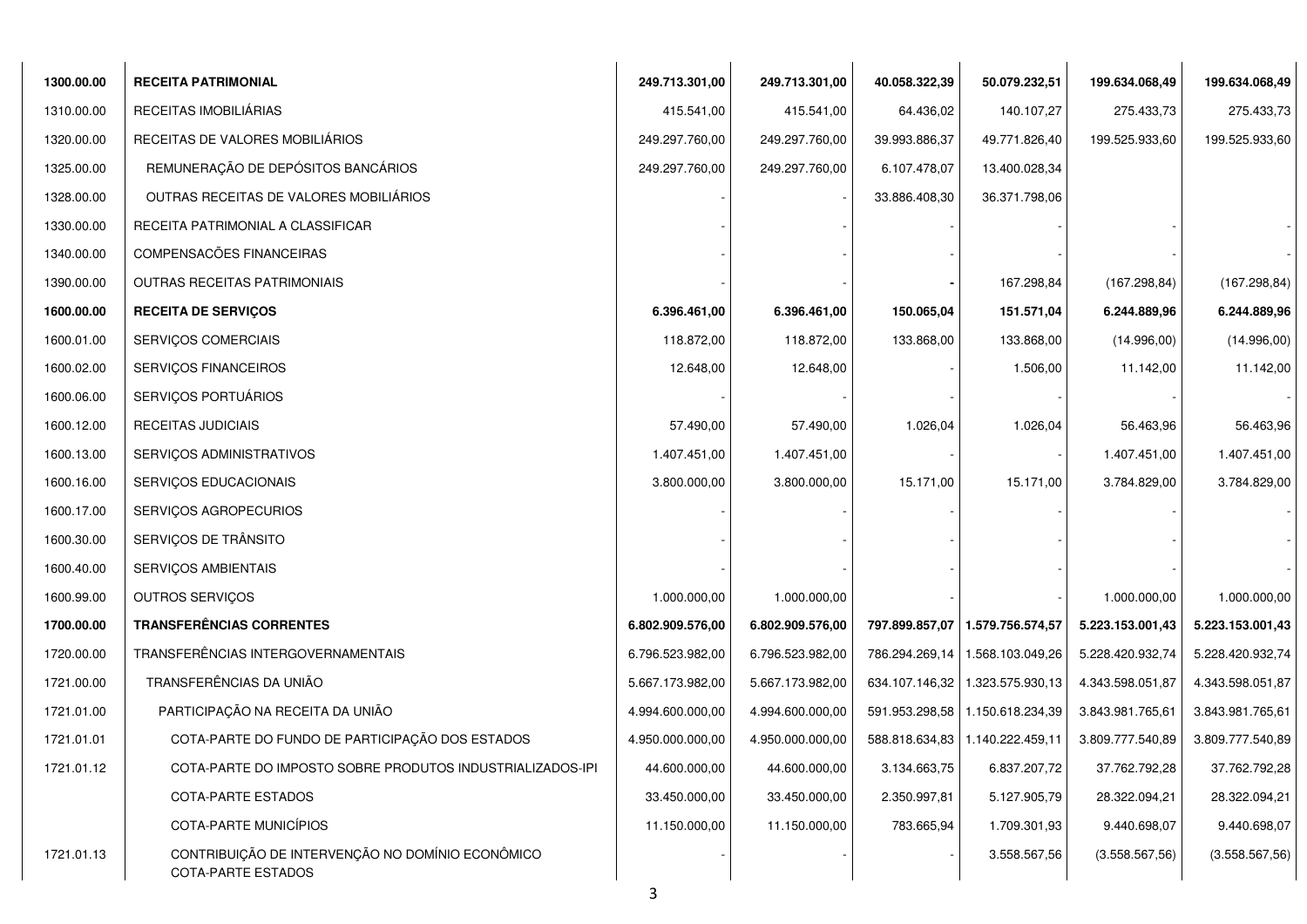| | | | | | | | |
|---|---|---|---|---|---|---|---|
| **1300.00.00** | **RECEITA PATRIMONIAL** | **249.713.301,00** | **249.713.301,00** | **40.058.322,39** | **50.079.232,51** | **199.634.068,49** | **199.634.068,49** |
| 1310.00.00 | RECEITAS IMOBILIÁRIAS | 415.541,00 | 415.541,00 | 64.436,02 | 140.107,27 | 275.433,73 | 275.433,73 |
| 1320.00.00 | RECEITAS DE VALORES MOBILIÁRIOS | 249.297.760,00 | 249.297.760,00 | 39.993.886,37 | 49.771.826,40 | 199.525.933,60 | 199.525.933,60 |
| 1325.00.00 | REMUNERAÇÃO DE DEPÓSITOS BANCÁRIOS | 249.297.760,00 | 249.297.760,00 | 6.107.478,07 | 13.400.028,34 | | |
| 1328.00.00 | OUTRAS RECEITAS DE VALORES MOBILIÁRIOS | - | - | 33.886.408,30 | 36.371.798,06 | | |
| 1330.00.00 | RECEITA PATRIMONIAL A CLASSIFICAR | - | - | - | - | - | - |
| 1340.00.00 | COMPENSACÕES FINANCEIRAS | - | - | - | - | - | - |
| 1390.00.00 | OUTRAS RECEITAS PATRIMONIAIS | - | - | **-** | 167.298,84 | (167.298,84) | (167.298,84) |
| **1600.00.00** | **RECEITA DE SERVIÇOS** | **6.396.461,00** | **6.396.461,00** | **150.065,04** | **151.571,04** | **6.244.889,96** | **6.244.889,96** |
| 1600.01.00 | SERVIÇOS COMERCIAIS | 118.872,00 | 118.872,00 | 133.868,00 | 133.868,00 | (14.996,00) | (14.996,00) |
| 1600.02.00 | SERVIÇOS FINANCEIROS | 12.648,00 | 12.648,00 | - | 1.506,00 | 11.142,00 | 11.142,00 |
| 1600.06.00 | SERVIÇOS PORTUÁRIOS | - | - | - | - | - | - |
| 1600.12.00 | RECEITAS JUDICIAIS | 57.490,00 | 57.490,00 | 1.026,04 | 1.026,04 | 56.463,96 | 56.463,96 |
| 1600.13.00 | SERVIÇOS ADMINISTRATIVOS | 1.407.451,00 | 1.407.451,00 | - | - | 1.407.451,00 | 1.407.451,00 |
| 1600.16.00 | SERVIÇOS EDUCACIONAIS | 3.800.000,00 | 3.800.000,00 | 15.171,00 | 15.171,00 | 3.784.829,00 | 3.784.829,00 |
| 1600.17.00 | SERVIÇOS AGROPECURIOS | - | - | - | - | - | - |
| 1600.30.00 | SERVIÇOS DE TRÂNSITO | - | - | - | - | - | - |
| 1600.40.00 | SERVIÇOS AMBIENTAIS | - | - | - | - | - | - |
| 1600.99.00 | OUTROS SERVIÇOS | 1.000.000,00 | 1.000.000,00 | - | - | 1.000.000,00 | 1.000.000,00 |
| **1700.00.00** | **TRANSFERÊNCIAS CORRENTES** | **6.802.909.576,00** | **6.802.909.576,00** | **797.899.857,07** | **1.579.756.574,57** | **5.223.153.001,43** | **5.223.153.001,43** |
| 1720.00.00 | TRANSFERÊNCIAS INTERGOVERNAMENTAIS | 6.796.523.982,00 | 6.796.523.982,00 | 786.294.269,14 | 1.568.103.049,26 | 5.228.420.932,74 | 5.228.420.932,74 |
| 1721.00.00 | TRANSFERÊNCIAS DA UNIÃO | 5.667.173.982,00 | 5.667.173.982,00 | 634.107.146,32 | 1.323.575.930,13 | 4.343.598.051,87 | 4.343.598.051,87 |
| 1721.01.00 | PARTICIPAÇÃO NA RECEITA DA UNIÃO | 4.994.600.000,00 | 4.994.600.000,00 | 591.953.298,58 | 1.150.618.234,39 | 3.843.981.765,61 | 3.843.981.765,61 |
| 1721.01.01 | COTA-PARTE DO FUNDO DE PARTICIPAÇÃO DOS ESTADOS | 4.950.000.000,00 | 4.950.000.000,00 | 588.818.634,83 | 1.140.222.459,11 | 3.809.777.540,89 | 3.809.777.540,89 |
| 1721.01.12 | COTA-PARTE DO IMPOSTO SOBRE PRODUTOS INDUSTRIALIZADOS-IPI | 44.600.000,00 | 44.600.000,00 | 3.134.663,75 | 6.837.207,72 | 37.762.792,28 | 37.762.792,28 |
| | COTA-PARTE ESTADOS | 33.450.000,00 | 33.450.000,00 | 2.350.997,81 | 5.127.905,79 | 28.322.094,21 | 28.322.094,21 |
| | COTA-PARTE MUNICÍPIOS | 11.150.000,00 | 11.150.000,00 | 783.665,94 | 1.709.301,93 | 9.440.698,07 | 9.440.698,07 |
| 1721.01.13 | CONTRIBUIÇÃO DE INTERVENÇÃO NO DOMÍNIO ECONÔMICO COTA-PARTE ESTADOS | - | - | - | 3.558.567,56 | (3.558.567,56) | (3.558.567,56) |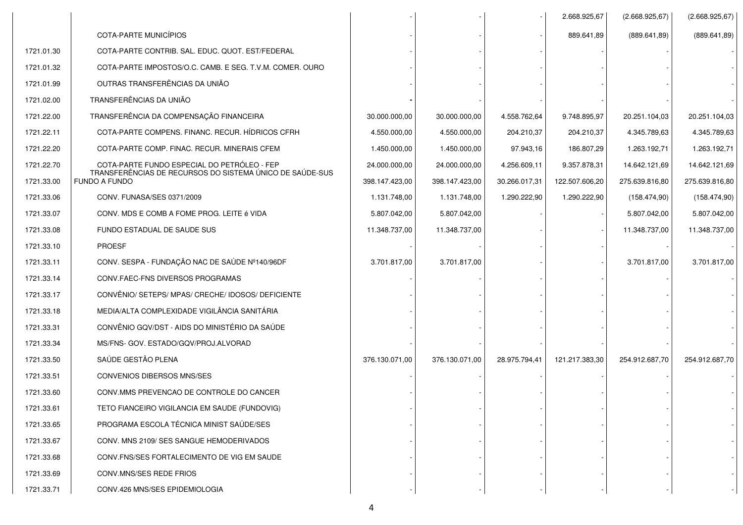| | | | | | | | |
|---|---|---|---|---|---|---|---|
| | | - | - | - | 2.668.925,67 | (2.668.925,67) | (2.668.925,67) |
| | COTA-PARTE MUNICÍPIOS | - | - | - | 889.641,89 | (889.641,89) | (889.641,89) |
| 1721.01.30 | COTA-PARTE CONTRIB. SAL. EDUC. QUOT. EST/FEDERAL | - | - | - | - | - | - |
| 1721.01.32 | COTA-PARTE IMPOSTOS/O.C. CAMB. E SEG. T.V.M. COMER. OURO | - | - | - | - | - | - |
| 1721.01.99 | OUTRAS TRANSFERÊNCIAS DA UNIÃO | - | - | - | - | - | - |
| 1721.02.00 | TRANSFERÊNCIAS DA UNIÃO | - | - | - | - | - | - |
| 1721.22.00 | TRANSFERÊNCIA DA COMPENSAÇÃO FINANCEIRA | 30.000.000,00 | 30.000.000,00 | 4.558.762,64 | 9.748.895,97 | 20.251.104,03 | 20.251.104,03 |
| 1721.22.11 | COTA-PARTE COMPENS. FINANC. RECUR. HÍDRICOS CFRH | 4.550.000,00 | 4.550.000,00 | 204.210,37 | 204.210,37 | 4.345.789,63 | 4.345.789,63 |
| 1721.22.20 | COTA-PARTE COMP. FINAC. RECUR. MINERAIS CFEM | 1.450.000,00 | 1.450.000,00 | 97.943,16 | 186.807,29 | 1.263.192,71 | 1.263.192,71 |
| 1721.22.70 | COTA-PARTE FUNDO ESPECIAL DO PETRÓLEO - FEP | 24.000.000,00 | 24.000.000,00 | 4.256.609,11 | 9.357.878,31 | 14.642.121,69 | 14.642.121,69 |
| 1721.33.00 | TRANSFERÊNCIAS DE RECURSOS DO SISTEMA ÚNICO DE SAÚDE-SUS FUNDO A FUNDO | 398.147.423,00 | 398.147.423,00 | 30.266.017,31 | 122.507.606,20 | 275.639.816,80 | 275.639.816,80 |
| 1721.33.06 | CONV. FUNASA/SES 0371/2009 | 1.131.748,00 | 1.131.748,00 | 1.290.222,90 | 1.290.222,90 | (158.474,90) | (158.474,90) |
| 1721.33.07 | CONV. MDS E COMB A FOME PROG. LEITE é VIDA | 5.807.042,00 | 5.807.042,00 | - | - | 5.807.042,00 | 5.807.042,00 |
| 1721.33.08 | FUNDO ESTADUAL DE SAUDE SUS | 11.348.737,00 | 11.348.737,00 | - | - | 11.348.737,00 | 11.348.737,00 |
| 1721.33.10 | PROESF | - | - | - | - | - | - |
| 1721.33.11 | CONV. SESPA - FUNDAÇÃO NAC DE SAÚDE Nº140/96DF | 3.701.817,00 | 3.701.817,00 | - | - | 3.701.817,00 | 3.701.817,00 |
| 1721.33.14 | CONV.FAEC-FNS DIVERSOS PROGRAMAS | - | - | - | - | - | - |
| 1721.33.17 | CONVÊNIO/ SETEPS/ MPAS/ CRECHE/ IDOSOS/ DEFICIENTE | - | - | - | - | - | - |
| 1721.33.18 | MEDIA/ALTA COMPLEXIDADE VIGILÂNCIA SANITÁRIA | - | - | - | - | - | - |
| 1721.33.31 | CONVÊNIO GQV/DST - AIDS DO MINISTÉRIO DA SAÚDE | - | - | - | - | - | - |
| 1721.33.34 | MS/FNS- GOV. ESTADO/GQV/PROJ.ALVORAD | - | - | - | - | - | - |
| 1721.33.50 | SAÚDE GESTÃO PLENA | 376.130.071,00 | 376.130.071,00 | 28.975.794,41 | 121.217.383,30 | 254.912.687,70 | 254.912.687,70 |
| 1721.33.51 | CONVENIOS DIBERSOS MNS/SES | - | - | - | - | - | - |
| 1721.33.60 | CONV.MMS PREVENCAO DE CONTROLE DO CANCER | - | - | - | - | - | - |
| 1721.33.61 | TETO FIANCEIRO VIGILANCIA EM SAUDE (FUNDOVIG) | - | - | - | - | - | - |
| 1721.33.65 | PROGRAMA ESCOLA TÉCNICA MINIST SAÚDE/SES | - | - | - | - | - | - |
| 1721.33.67 | CONV. MNS 2109/ SES SANGUE HEMODERIVADOS | - | - | - | - | - | - |
| 1721.33.68 | CONV.FNS/SES FORTALECIMENTO DE VIG EM SAUDE | - | - | - | - | - | - |
| 1721.33.69 | CONV.MNS/SES REDE FRIOS | - | - | - | - | - | - |
| 1721.33.71 | CONV.426 MNS/SES EPIDEMIOLOGIA | - | - | - | - | - | - |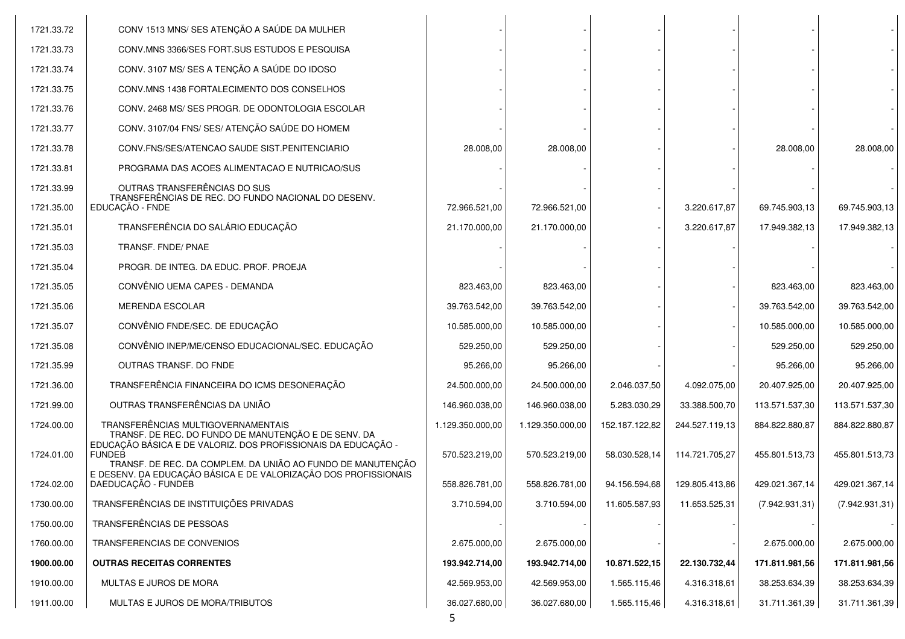| | | | | | | | |
|---|---|---|---|---|---|---|---|
| 1721.33.72 | CONV 1513 MNS/ SES ATENÇÃO A SAÚDE DA MULHER | - | - | - | - | - | - |
| 1721.33.73 | CONV.MNS 3366/SES FORT.SUS ESTUDOS E PESQUISA | - | - | - | - | - | - |
| 1721.33.74 | CONV. 3107 MS/ SES A TENÇÃO A SAÚDE DO IDOSO | - | - | - | - | - | - |
| 1721.33.75 | CONV.MNS 1438 FORTALECIMENTO DOS CONSELHOS | - | - | - | - | - | - |
| 1721.33.76 | CONV. 2468 MS/ SES PROGR. DE ODONTOLOGIA ESCOLAR | - | - | - | - | - | - |
| 1721.33.77 | CONV. 3107/04 FNS/ SES/ ATENÇÃO SAÚDE DO HOMEM | - | - | - | - | - | - |
| 1721.33.78 | CONV.FNS/SES/ATENCAO SAUDE SIST.PENITENCIARIO | 28.008,00 | 28.008,00 | - | - | 28.008,00 | 28.008,00 |
| 1721.33.81 | PROGRAMA DAS ACOES ALIMENTACAO E NUTRICAO/SUS | - | - | - | - | - | - |
| 1721.33.99 | OUTRAS TRANSFERÊNCIAS DO SUS | - | - | - | - | - | - |
| 1721.35.00 | TRANSFERÊNCIAS DE REC. DO FUNDO NACIONAL DO DESENV. EDUCAÇÃO - FNDE | 72.966.521,00 | 72.966.521,00 | - | 3.220.617,87 | 69.745.903,13 | 69.745.903,13 |
| 1721.35.01 | TRANSFERÊNCIA DO SALÁRIO EDUCAÇÃO | 21.170.000,00 | 21.170.000,00 | - | 3.220.617,87 | 17.949.382,13 | 17.949.382,13 |
| 1721.35.03 | TRANSF. FNDE/ PNAE | - | - | - | - | - | - |
| 1721.35.04 | PROGR. DE INTEG. DA EDUC. PROF. PROEJA | - | - | - | - | - | - |
| 1721.35.05 | CONVÊNIO UEMA CAPES - DEMANDA | 823.463,00 | 823.463,00 | - | - | 823.463,00 | 823.463,00 |
| 1721.35.06 | MERENDA ESCOLAR | 39.763.542,00 | 39.763.542,00 | - | - | 39.763.542,00 | 39.763.542,00 |
| 1721.35.07 | CONVÊNIO FNDE/SEC. DE EDUCAÇÃO | 10.585.000,00 | 10.585.000,00 | - | - | 10.585.000,00 | 10.585.000,00 |
| 1721.35.08 | CONVÊNIO INEP/ME/CENSO EDUCACIONAL/SEC. EDUCAÇÃO | 529.250,00 | 529.250,00 | - | - | 529.250,00 | 529.250,00 |
| 1721.35.99 | OUTRAS TRANSF. DO FNDE | 95.266,00 | 95.266,00 | - | - | 95.266,00 | 95.266,00 |
| 1721.36.00 | TRANSFERÊNCIA FINANCEIRA DO ICMS DESONERAÇÃO | 24.500.000,00 | 24.500.000,00 | 2.046.037,50 | 4.092.075,00 | 20.407.925,00 | 20.407.925,00 |
| 1721.99.00 | OUTRAS TRANSFERÊNCIAS DA UNIÃO | 146.960.038,00 | 146.960.038,00 | 5.283.030,29 | 33.388.500,70 | 113.571.537,30 | 113.571.537,30 |
| 1724.00.00 | TRANSFERÊNCIAS MULTIGOVERNAMENTAIS | 1.129.350.000,00 | 1.129.350.000,00 | 152.187.122,82 | 244.527.119,13 | 884.822.880,87 | 884.822.880,87 |
| 1724.01.00 | TRANSF. DE REC. DO FUNDO DE MANUTENÇÃO E DE SENV. DA EDUCAÇÃO BÁSICA E DE VALORIZ. DOS PROFISSIONAIS DA EDUCAÇÃO - FUNDEB | 570.523.219,00 | 570.523.219,00 | 58.030.528,14 | 114.721.705,27 | 455.801.513,73 | 455.801.513,73 |
| 1724.02.00 | TRANSF. DE REC. DA COMPLEM. DA UNIÃO AO FUNDO DE MANUTENÇÃO E DESENV. DA EDUCAÇÃO BÁSICA E DE VALORIZAÇÃO DOS PROFISSIONAIS DAEDUCAÇÃO - FUNDEB | 558.826.781,00 | 558.826.781,00 | 94.156.594,68 | 129.805.413,86 | 429.021.367,14 | 429.021.367,14 |
| 1730.00.00 | TRANSFERÊNCIAS DE INSTITUIÇÕES PRIVADAS | 3.710.594,00 | 3.710.594,00 | 11.605.587,93 | 11.653.525,31 | (7.942.931,31) | (7.942.931,31) |
| 1750.00.00 | TRANSFERÊNCIAS DE PESSOAS | - | - | - | - | - | - |
| 1760.00.00 | TRANSFERENCIAS DE CONVENIOS | 2.675.000,00 | 2.675.000,00 | - | - | 2.675.000,00 | 2.675.000,00 |
| **1900.00.00** | **OUTRAS RECEITAS CORRENTES** | **193.942.714,00** | **193.942.714,00** | **10.871.522,15** | **22.130.732,44** | **171.811.981,56** | **171.811.981,56** |
| 1910.00.00 | MULTAS E JUROS DE MORA | 42.569.953,00 | 42.569.953,00 | 1.565.115,46 | 4.316.318,61 | 38.253.634,39 | 38.253.634,39 |
| 1911.00.00 | MULTAS E JUROS DE MORA/TRIBUTOS | 36.027.680,00 | 36.027.680,00 | 1.565.115,46 | 4.316.318,61 | 31.711.361,39 | 31.711.361,39 |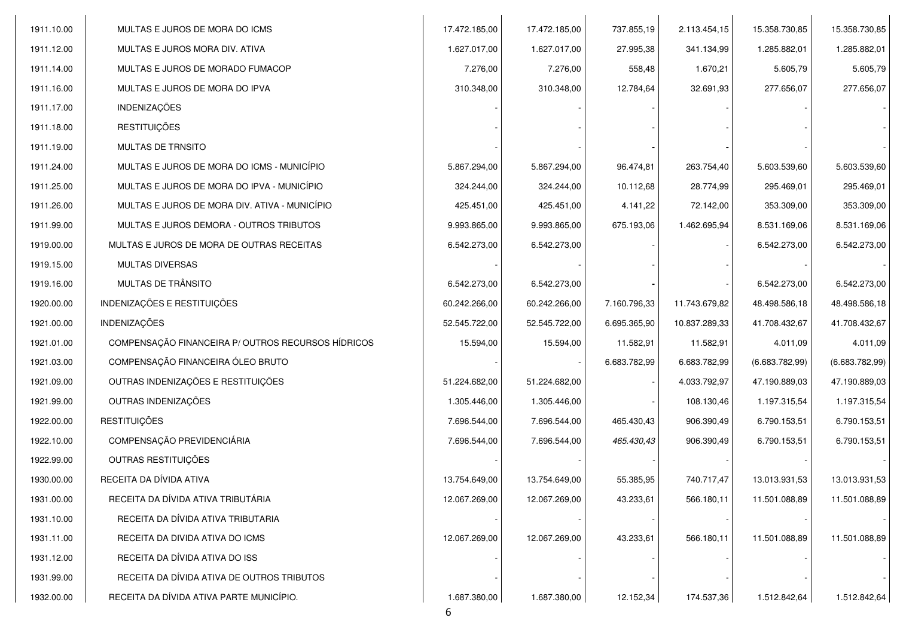| | | | | | | | |
|---|---|---|---|---|---|---|---|
| 1911.10.00 | MULTAS E JUROS DE MORA DO ICMS | 17.472.185,00 | 17.472.185,00 | 737.855,19 | 2.113.454,15 | 15.358.730,85 | 15.358.730,85 |
| 1911.12.00 | MULTAS E JUROS MORA DIV. ATIVA | 1.627.017,00 | 1.627.017,00 | 27.995,38 | 341.134,99 | 1.285.882,01 | 1.285.882,01 |
| 1911.14.00 | MULTAS E JUROS DE MORADO FUMACOP | 7.276,00 | 7.276,00 | 558,48 | 1.670,21 | 5.605,79 | 5.605,79 |
| 1911.16.00 | MULTAS E JUROS DE MORA DO IPVA | 310.348,00 | 310.348,00 | 12.784,64 | 32.691,93 | 277.656,07 | 277.656,07 |
| 1911.17.00 | INDENIZAÇÕES | - | - | - | - | - | - |
| 1911.18.00 | RESTITUIÇÕES | - | - | - | - | - | - |
| 1911.19.00 | MULTAS DE TRNSITO | - | - | - | - | - | - |
| 1911.24.00 | MULTAS E JUROS DE MORA DO ICMS - MUNICÍPIO | 5.867.294,00 | 5.867.294,00 | 96.474,81 | 263.754,40 | 5.603.539,60 | 5.603.539,60 |
| 1911.25.00 | MULTAS E JUROS DE MORA DO IPVA - MUNICÍPIO | 324.244,00 | 324.244,00 | 10.112,68 | 28.774,99 | 295.469,01 | 295.469,01 |
| 1911.26.00 | MULTAS E JUROS DE MORA DIV. ATIVA - MUNICÍPIO | 425.451,00 | 425.451,00 | 4.141,22 | 72.142,00 | 353.309,00 | 353.309,00 |
| 1911.99.00 | MULTAS E JUROS DEMORA - OUTROS TRIBUTOS | 9.993.865,00 | 9.993.865,00 | 675.193,06 | 1.462.695,94 | 8.531.169,06 | 8.531.169,06 |
| 1919.00.00 | MULTAS E JUROS DE MORA DE OUTRAS RECEITAS | 6.542.273,00 | 6.542.273,00 | - | - | 6.542.273,00 | 6.542.273,00 |
| 1919.15.00 | MULTAS DIVERSAS | - | - | - | - | - | - |
| 1919.16.00 | MULTAS DE TRÂNSITO | 6.542.273,00 | 6.542.273,00 | - | - | 6.542.273,00 | 6.542.273,00 |
| 1920.00.00 | INDENIZAÇÕES E RESTITUIÇÕES | 60.242.266,00 | 60.242.266,00 | 7.160.796,33 | 11.743.679,82 | 48.498.586,18 | 48.498.586,18 |
| 1921.00.00 | INDENIZAÇÕES | 52.545.722,00 | 52.545.722,00 | 6.695.365,90 | 10.837.289,33 | 41.708.432,67 | 41.708.432,67 |
| 1921.01.00 | COMPENSAÇÃO FINANCEIRA P/ OUTROS RECURSOS HÍDRICOS | 15.594,00 | 15.594,00 | 11.582,91 | 11.582,91 | 4.011,09 | 4.011,09 |
| 1921.03.00 | COMPENSAÇÃO FINANCEIRA ÓLEO BRUTO | - | - | 6.683.782,99 | 6.683.782,99 | (6.683.782,99) | (6.683.782,99) |
| 1921.09.00 | OUTRAS INDENIZAÇÕES E RESTITUIÇÕES | 51.224.682,00 | 51.224.682,00 | - | 4.033.792,97 | 47.190.889,03 | 47.190.889,03 |
| 1921.99.00 | OUTRAS INDENIZAÇÕES | 1.305.446,00 | 1.305.446,00 | - | 108.130,46 | 1.197.315,54 | 1.197.315,54 |
| 1922.00.00 | RESTITUIÇÕES | 7.696.544,00 | 7.696.544,00 | 465.430,43 | 906.390,49 | 6.790.153,51 | 6.790.153,51 |
| 1922.10.00 | COMPENSAÇÃO PREVIDENCIÁRIA | 7.696.544,00 | 7.696.544,00 | *465.430,43* | 906.390,49 | 6.790.153,51 | 6.790.153,51 |
| 1922.99.00 | OUTRAS RESTITUIÇÕES | - | - | - | - | - | - |
| 1930.00.00 | RECEITA DA DÍVIDA ATIVA | 13.754.649,00 | 13.754.649,00 | 55.385,95 | 740.717,47 | 13.013.931,53 | 13.013.931,53 |
| 1931.00.00 | RECEITA DA DÍVIDA ATIVA TRIBUTÁRIA | 12.067.269,00 | 12.067.269,00 | 43.233,61 | 566.180,11 | 11.501.088,89 | 11.501.088,89 |
| 1931.10.00 | RECEITA DA DÍVIDA ATIVA TRIBUTARIA | - | - | - | - | - | - |
| 1931.11.00 | RECEITA DA DIVIDA ATIVA DO ICMS | 12.067.269,00 | 12.067.269,00 | 43.233,61 | 566.180,11 | 11.501.088,89 | 11.501.088,89 |
| 1931.12.00 | RECEITA DA DÍVIDA ATIVA DO ISS | - | - | - | - | - | - |
| 1931.99.00 | RECEITA DA DÍVIDA ATIVA DE OUTROS TRIBUTOS | - | - | - | - | - | - |
| 1932.00.00 | RECEITA DA DÍVIDA ATIVA PARTE MUNICÍPIO. | 1.687.380,00 | 1.687.380,00 | 12.152,34 | 174.537,36 | 1.512.842,64 | 1.512.842,64 |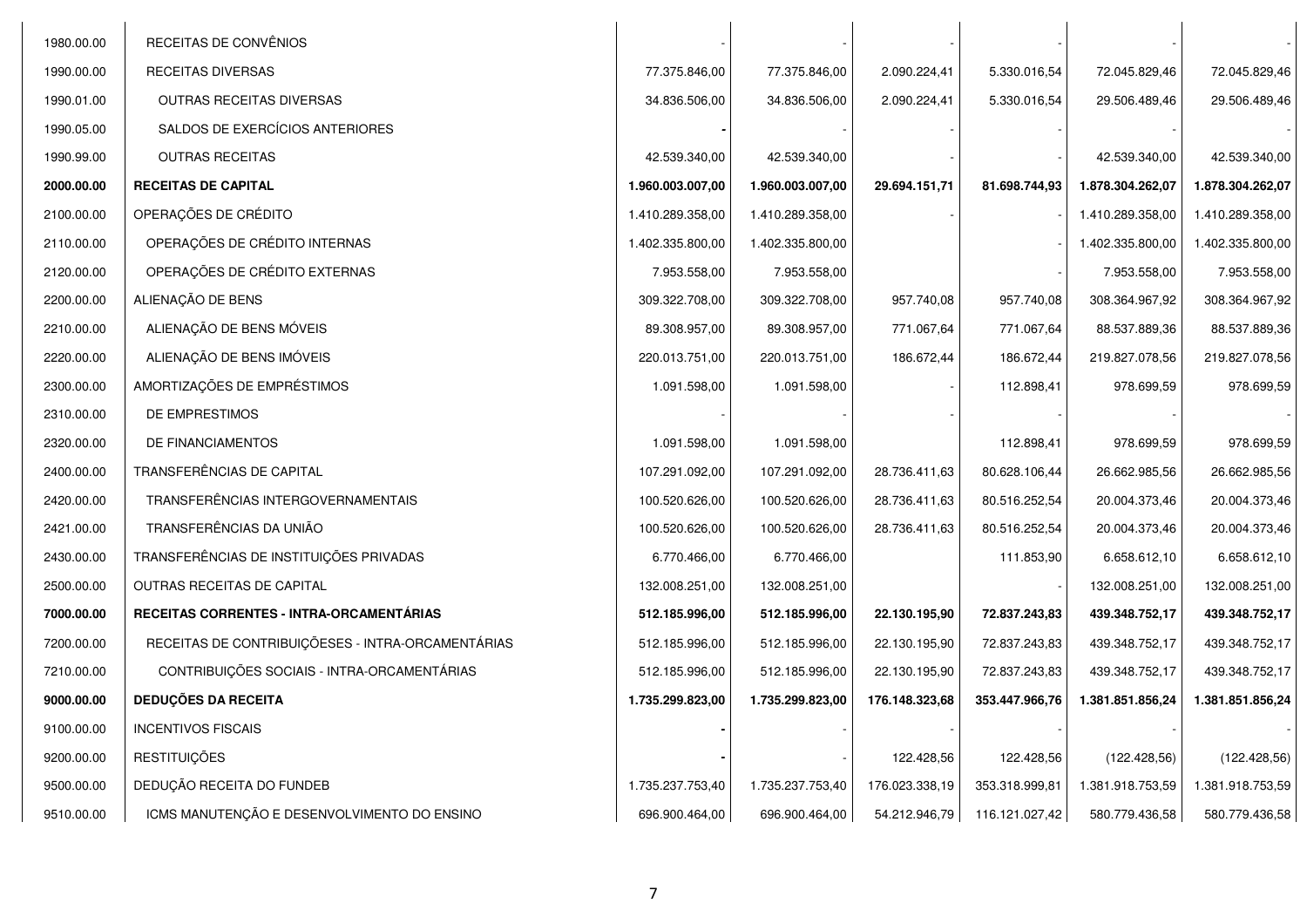| | | | | | | | |
|---|---|---|---|---|---|---|---|
| 1980.00.00 | RECEITAS DE CONVÊNIOS | - | - | - | - | - | - |
| 1990.00.00 | RECEITAS DIVERSAS | 77.375.846,00 | 77.375.846,00 | 2.090.224,41 | 5.330.016,54 | 72.045.829,46 | 72.045.829,46 |
| 1990.01.00 | OUTRAS RECEITAS DIVERSAS | 34.836.506,00 | 34.836.506,00 | 2.090.224,41 | 5.330.016,54 | 29.506.489,46 | 29.506.489,46 |
| 1990.05.00 | SALDOS DE EXERCÍCIOS ANTERIORES | - | - | - | - | - | - |
| 1990.99.00 | OUTRAS RECEITAS | 42.539.340,00 | 42.539.340,00 | - | - | 42.539.340,00 | 42.539.340,00 |
| **2000.00.00** | **RECEITAS DE CAPITAL** | **1.960.003.007,00** | **1.960.003.007,00** | **29.694.151,71** | **81.698.744,93** | **1.878.304.262,07** | **1.878.304.262,07** |
| 2100.00.00 | OPERAÇÕES DE CRÉDITO | 1.410.289.358,00 | 1.410.289.358,00 | - | - | 1.410.289.358,00 | 1.410.289.358,00 |
| 2110.00.00 | OPERAÇÕES DE CRÉDITO INTERNAS | 1.402.335.800,00 | 1.402.335.800,00 | | - | 1.402.335.800,00 | 1.402.335.800,00 |
| 2120.00.00 | OPERAÇÕES DE CRÉDITO EXTERNAS | 7.953.558,00 | 7.953.558,00 | | - | 7.953.558,00 | 7.953.558,00 |
| 2200.00.00 | ALIENAÇÃO DE BENS | 309.322.708,00 | 309.322.708,00 | 957.740,08 | 957.740,08 | 308.364.967,92 | 308.364.967,92 |
| 2210.00.00 | ALIENAÇÃO DE BENS MÓVEIS | 89.308.957,00 | 89.308.957,00 | 771.067,64 | 771.067,64 | 88.537.889,36 | 88.537.889,36 |
| 2220.00.00 | ALIENAÇÃO DE BENS IMÓVEIS | 220.013.751,00 | 220.013.751,00 | 186.672,44 | 186.672,44 | 219.827.078,56 | 219.827.078,56 |
| 2300.00.00 | AMORTIZAÇÕES DE EMPRÉSTIMOS | 1.091.598,00 | 1.091.598,00 | - | 112.898,41 | 978.699,59 | 978.699,59 |
| 2310.00.00 | DE EMPRESTIMOS | - | - | - | - | - | - |
| 2320.00.00 | DE FINANCIAMENTOS | 1.091.598,00 | 1.091.598,00 | | 112.898,41 | 978.699,59 | 978.699,59 |
| 2400.00.00 | TRANSFERÊNCIAS DE CAPITAL | 107.291.092,00 | 107.291.092,00 | 28.736.411,63 | 80.628.106,44 | 26.662.985,56 | 26.662.985,56 |
| 2420.00.00 | TRANSFERÊNCIAS INTERGOVERNAMENTAIS | 100.520.626,00 | 100.520.626,00 | 28.736.411,63 | 80.516.252,54 | 20.004.373,46 | 20.004.373,46 |
| 2421.00.00 | TRANSFERÊNCIAS DA UNIÃO | 100.520.626,00 | 100.520.626,00 | 28.736.411,63 | 80.516.252,54 | 20.004.373,46 | 20.004.373,46 |
| 2430.00.00 | TRANSFERÊNCIAS DE INSTITUIÇÕES PRIVADAS | 6.770.466,00 | 6.770.466,00 | | 111.853,90 | 6.658.612,10 | 6.658.612,10 |
| 2500.00.00 | OUTRAS RECEITAS DE CAPITAL | 132.008.251,00 | 132.008.251,00 | | - | 132.008.251,00 | 132.008.251,00 |
| **7000.00.00** | **RECEITAS CORRENTES - INTRA-ORCAMENTÁRIAS** | **512.185.996,00** | **512.185.996,00** | **22.130.195,90** | **72.837.243,83** | **439.348.752,17** | **439.348.752,17** |
| 7200.00.00 | RECEITAS DE CONTRIBUIÇÕESES - INTRA-ORCAMENTÁRIAS | 512.185.996,00 | 512.185.996,00 | 22.130.195,90 | 72.837.243,83 | 439.348.752,17 | 439.348.752,17 |
| 7210.00.00 | CONTRIBUIÇÕES SOCIAIS - INTRA-ORCAMENTÁRIAS | 512.185.996,00 | 512.185.996,00 | 22.130.195,90 | 72.837.243,83 | 439.348.752,17 | 439.348.752,17 |
| **9000.00.00** | **DEDUÇÕES DA RECEITA** | **1.735.299.823,00** | **1.735.299.823,00** | **176.148.323,68** | **353.447.966,76** | **1.381.851.856,24** | **1.381.851.856,24** |
| 9100.00.00 | INCENTIVOS FISCAIS | - | - | - | - | - | - |
| 9200.00.00 | RESTITUIÇÕES | - | - | 122.428,56 | 122.428,56 | (122.428,56) | (122.428,56) |
| 9500.00.00 | DEDUÇÃO RECEITA DO FUNDEB | 1.735.237.753,40 | 1.735.237.753,40 | 176.023.338,19 | 353.318.999,81 | 1.381.918.753,59 | 1.381.918.753,59 |
| 9510.00.00 | ICMS MANUTENÇÃO E DESENVOLVIMENTO DO ENSINO | 696.900.464,00 | 696.900.464,00 | 54.212.946,79 | 116.121.027,42 | 580.779.436,58 | 580.779.436,58 |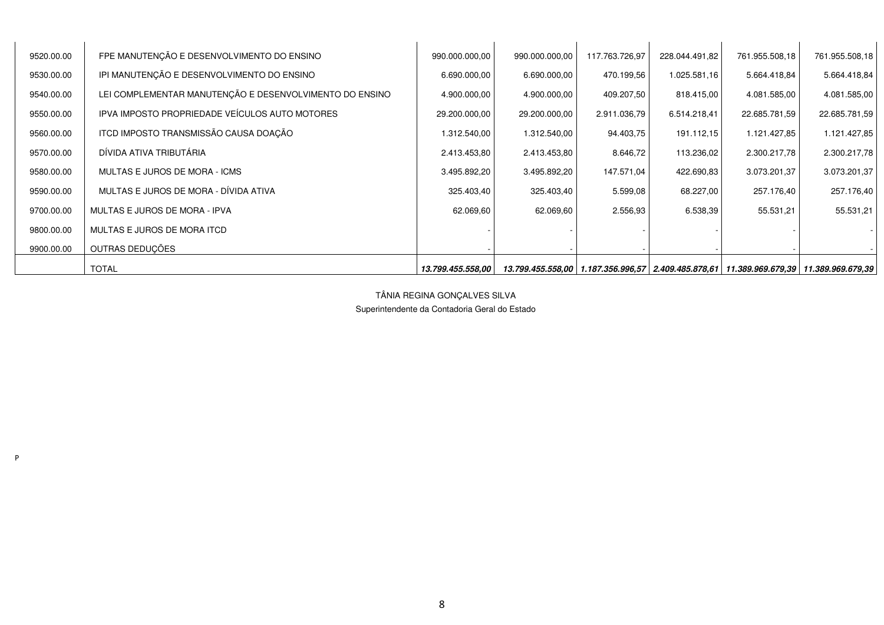| | | | | | | | |
|---|---|---|---|---|---|---|---|
| 9520.00.00 | FPE MANUTENÇÃO E DESENVOLVIMENTO DO ENSINO | 990.000.000,00 | 990.000.000,00 | 117.763.726,97 | 228.044.491,82 | 761.955.508,18 | 761.955.508,18 |
| 9530.00.00 | IPI MANUTENÇÃO E DESENVOLVIMENTO DO ENSINO | 6.690.000,00 | 6.690.000,00 | 470.199,56 | 1.025.581,16 | 5.664.418,84 | 5.664.418,84 |
| 9540.00.00 | LEI COMPLEMENTAR MANUTENÇÃO E DESENVOLVIMENTO DO ENSINO | 4.900.000,00 | 4.900.000,00 | 409.207,50 | 818.415,00 | 4.081.585,00 | 4.081.585,00 |
| 9550.00.00 | IPVA IMPOSTO PROPRIEDADE VEÍCULOS AUTO MOTORES | 29.200.000,00 | 29.200.000,00 | 2.911.036,79 | 6.514.218,41 | 22.685.781,59 | 22.685.781,59 |
| 9560.00.00 | ITCD IMPOSTO TRANSMISSÃO CAUSA DOAÇÃO | 1.312.540,00 | 1.312.540,00 | 94.403,75 | 191.112,15 | 1.121.427,85 | 1.121.427,85 |
| 9570.00.00 | DÍVIDA ATIVA TRIBUTÁRIA | 2.413.453,80 | 2.413.453,80 | 8.646,72 | 113.236,02 | 2.300.217,78 | 2.300.217,78 |
| 9580.00.00 | MULTAS E JUROS DE MORA - ICMS | 3.495.892,20 | 3.495.892,20 | 147.571,04 | 422.690,83 | 3.073.201,37 | 3.073.201,37 |
| 9590.00.00 | MULTAS E JUROS DE MORA - DÍVIDA ATIVA | 325.403,40 | 325.403,40 | 5.599,08 | 68.227,00 | 257.176,40 | 257.176,40 |
| 9700.00.00 | MULTAS E JUROS DE MORA - IPVA | 62.069,60 | 62.069,60 | 2.556,93 | 6.538,39 | 55.531,21 | 55.531,21 |
| 9800.00.00 | MULTAS E JUROS DE MORA ITCD | - | - | - | - | - | - |
| 9900.00.00 | OUTRAS DEDUÇÕES | - | - | - | - | - | - |
| | TOTAL | ***13.799.455.558,00*** | ***13.799.455.558,00*** | ***1.187.356.996,57*** | ***2.409.485.878,61*** | ***11.389.969.679,39*** | ***11.389.969.679,39*** |

TÂNIA REGINA GONÇALVES SILVA

Superintendente da Contadoria Geral do Estado

P